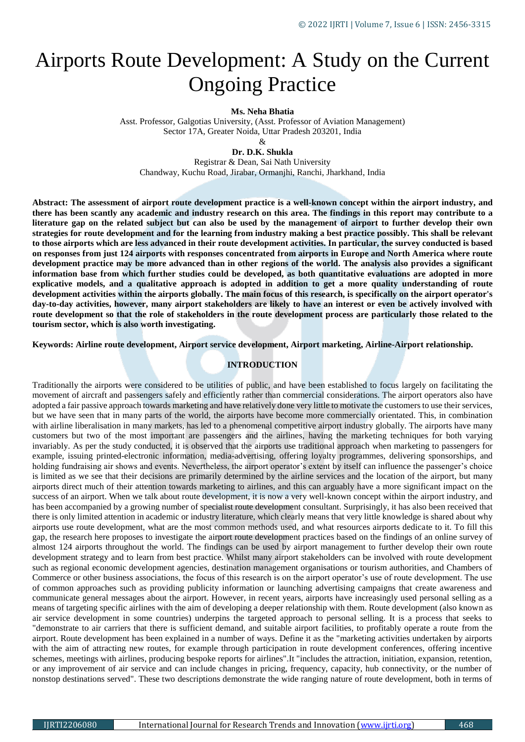# Airports Route Development: A Study on the Current Ongoing Practice

**Ms. Neha Bhatia**
Asst. Professor, Galgotias University, (Asst. Professor of Aviation Management)
Sector 17A, Greater Noida, Uttar Pradesh 203201, India

&

**Dr. D.K. Shukla**
Registrar & Dean, Sai Nath University
Chandway, Kuchu Road, Jirabar, Ormanjhi, Ranchi, Jharkhand, India

**Abstract: The assessment of airport route development practice is a well-known concept within the airport industry, and there has been scantly any academic and industry research on this area. The findings in this report may contribute to a literature gap on the related subject but can also be used by the management of airport to further develop their own strategies for route development and for the learning from industry making a best practice possibly. This shall be relevant to those airports which are less advanced in their route development activities. In particular, the survey conducted is based on responses from just 124 airports with responses concentrated from airports in Europe and North America where route development practice may be more advanced than in other regions of the world. The analysis also provides a significant information base from which further studies could be developed, as both quantitative evaluations are adopted in more explicative models, and a qualitative approach is adopted in addition to get a more quality understanding of route development activities within the airports globally. The main focus of this research, is specifically on the airport operator's day-to-day activities, however, many airport stakeholders are likely to have an interest or even be actively involved with route development so that the role of stakeholders in the route development process are particularly those related to the tourism sector, which is also worth investigating.**

**Keywords: Airline route development, Airport service development, Airport marketing, Airline-Airport relationship.**

## INTRODUCTION

Traditionally the airports were considered to be utilities of public, and have been established to focus largely on facilitating the movement of aircraft and passengers safely and efficiently rather than commercial considerations. The airport operators also have adopted a fair passive approach towards marketing and have relatively done very little to motivate the customers to use their services, but we have seen that in many parts of the world, the airports have become more commercially orientated. This, in combination with airline liberalisation in many markets, has led to a phenomenal competitive airport industry globally. The airports have many customers but two of the most important are passengers and the airlines, having the marketing techniques for both varying invariably. As per the study conducted, it is observed that the airports use traditional approach when marketing to passengers for example, issuing printed-electronic information, media-advertising, offering loyalty programmes, delivering sponsorships, and holding fundraising air shows and events. Nevertheless, the airport operator's extent by itself can influence the passenger's choice is limited as we see that their decisions are primarily determined by the airline services and the location of the airport, but many airports direct much of their attention towards marketing to airlines, and this can arguably have a more significant impact on the success of an airport. When we talk about route development, it is now a very well-known concept within the airport industry, and has been accompanied by a growing number of specialist route development consultant. Surprisingly, it has also been received that there is only limited attention in academic or industry literature, which clearly means that very little knowledge is shared about why airports use route development, what are the most common methods used, and what resources airports dedicate to it. To fill this gap, the research here proposes to investigate the airport route development practices based on the findings of an online survey of almost 124 airports throughout the world. The findings can be used by airport management to further develop their own route development strategy and to learn from best practice. Whilst many airport stakeholders can be involved with route development such as regional economic development agencies, destination management organisations or tourism authorities, and Chambers of Commerce or other business associations, the focus of this research is on the airport operator's use of route development. The use of common approaches such as providing publicity information or launching advertising campaigns that create awareness and communicate general messages about the airport. However, in recent years, airports have increasingly used personal selling as a means of targeting specific airlines with the aim of developing a deeper relationship with them. Route development (also known as air service development in some countries) underpins the targeted approach to personal selling. It is a process that seeks to "demonstrate to air carriers that there is sufficient demand, and suitable airport facilities, to profitably operate a route from the airport. Route development has been explained in a number of ways. Define it as the "marketing activities undertaken by airports with the aim of attracting new routes, for example through participation in route development conferences, offering incentive schemes, meetings with airlines, producing bespoke reports for airlines".It "includes the attraction, initiation, expansion, retention, or any improvement of air service and can include changes in pricing, frequency, capacity, hub connectivity, or the number of nonstop destinations served". These two descriptions demonstrate the wide ranging nature of route development, both in terms of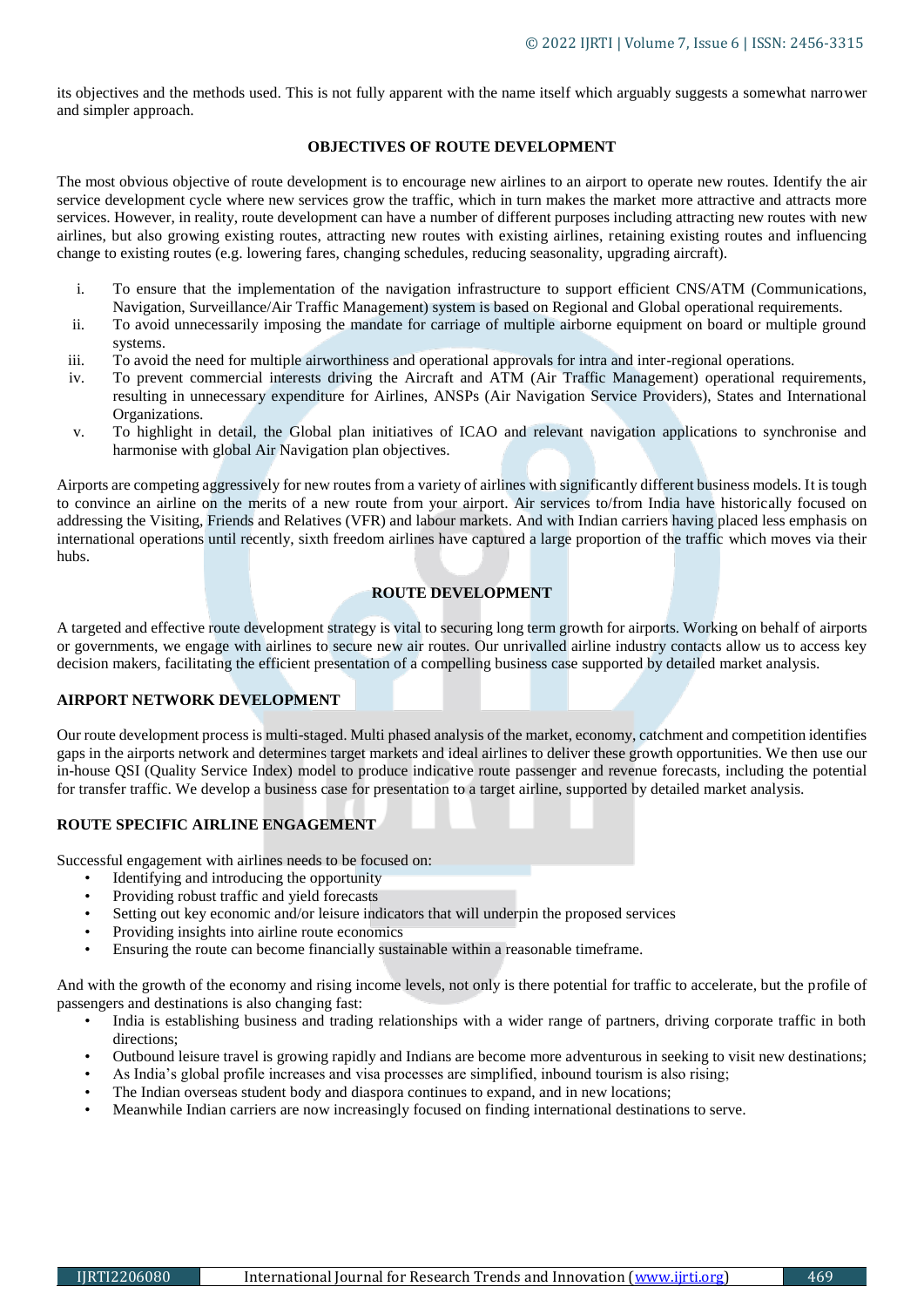its objectives and the methods used. This is not fully apparent with the name itself which arguably suggests a somewhat narrower and simpler approach.

## OBJECTIVES OF ROUTE DEVELOPMENT

The most obvious objective of route development is to encourage new airlines to an airport to operate new routes. Identify the air service development cycle where new services grow the traffic, which in turn makes the market more attractive and attracts more services. However, in reality, route development can have a number of different purposes including attracting new routes with new airlines, but also growing existing routes, attracting new routes with existing airlines, retaining existing routes and influencing change to existing routes (e.g. lowering fares, changing schedules, reducing seasonality, upgrading aircraft).

i. To ensure that the implementation of the navigation infrastructure to support efficient CNS/ATM (Communications, Navigation, Surveillance/Air Traffic Management) system is based on Regional and Global operational requirements.
ii. To avoid unnecessarily imposing the mandate for carriage of multiple airborne equipment on board or multiple ground systems.
iii. To avoid the need for multiple airworthiness and operational approvals for intra and inter-regional operations.
iv. To prevent commercial interests driving the Aircraft and ATM (Air Traffic Management) operational requirements, resulting in unnecessary expenditure for Airlines, ANSPs (Air Navigation Service Providers), States and International Organizations.
v. To highlight in detail, the Global plan initiatives of ICAO and relevant navigation applications to synchronise and harmonise with global Air Navigation plan objectives.

Airports are competing aggressively for new routes from a variety of airlines with significantly different business models. It is tough to convince an airline on the merits of a new route from your airport. Air services to/from India have historically focused on addressing the Visiting, Friends and Relatives (VFR) and labour markets. And with Indian carriers having placed less emphasis on international operations until recently, sixth freedom airlines have captured a large proportion of the traffic which moves via their hubs.

## ROUTE DEVELOPMENT

A targeted and effective route development strategy is vital to securing long term growth for airports. Working on behalf of airports or governments, we engage with airlines to secure new air routes. Our unrivalled airline industry contacts allow us to access key decision makers, facilitating the efficient presentation of a compelling business case supported by detailed market analysis.

### AIRPORT NETWORK DEVELOPMENT

Our route development process is multi-staged. Multi phased analysis of the market, economy, catchment and competition identifies gaps in the airports network and determines target markets and ideal airlines to deliver these growth opportunities. We then use our in-house QSI (Quality Service Index) model to produce indicative route passenger and revenue forecasts, including the potential for transfer traffic. We develop a business case for presentation to a target airline, supported by detailed market analysis.

### ROUTE SPECIFIC AIRLINE ENGAGEMENT

Successful engagement with airlines needs to be focused on:

- Identifying and introducing the opportunity
- Providing robust traffic and yield forecasts
- Setting out key economic and/or leisure indicators that will underpin the proposed services
- Providing insights into airline route economics
- Ensuring the route can become financially sustainable within a reasonable timeframe.

And with the growth of the economy and rising income levels, not only is there potential for traffic to accelerate, but the profile of passengers and destinations is also changing fast:

- India is establishing business and trading relationships with a wider range of partners, driving corporate traffic in both directions;
- Outbound leisure travel is growing rapidly and Indians are become more adventurous in seeking to visit new destinations;
- As India's global profile increases and visa processes are simplified, inbound tourism is also rising;
- The Indian overseas student body and diaspora continues to expand, and in new locations;
- Meanwhile Indian carriers are now increasingly focused on finding international destinations to serve.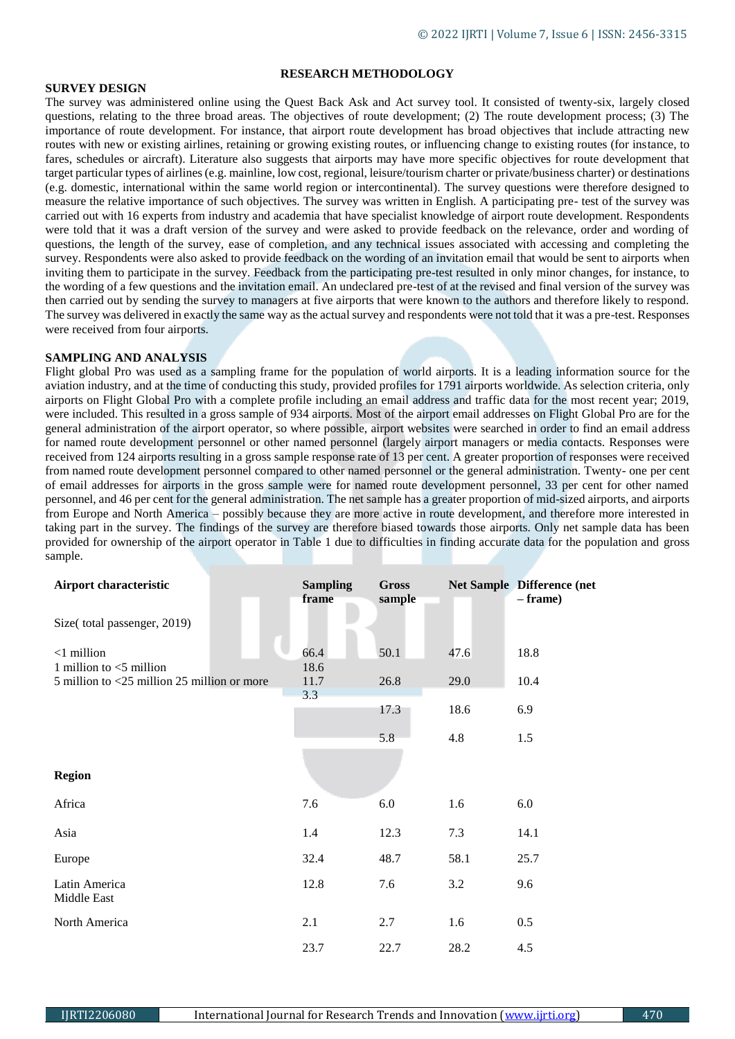## RESEARCH METHODOLOGY

### SURVEY DESIGN

The survey was administered online using the Quest Back Ask and Act survey tool. It consisted of twenty-six, largely closed questions, relating to the three broad areas. The objectives of route development; (2) The route development process; (3) The importance of route development. For instance, that airport route development has broad objectives that include attracting new routes with new or existing airlines, retaining or growing existing routes, or influencing change to existing routes (for instance, to fares, schedules or aircraft). Literature also suggests that airports may have more specific objectives for route development that target particular types of airlines (e.g. mainline, low cost, regional, leisure/tourism charter or private/business charter) or destinations (e.g. domestic, international within the same world region or intercontinental). The survey questions were therefore designed to measure the relative importance of such objectives. The survey was written in English. A participating pre- test of the survey was carried out with 16 experts from industry and academia that have specialist knowledge of airport route development. Respondents were told that it was a draft version of the survey and were asked to provide feedback on the relevance, order and wording of questions, the length of the survey, ease of completion, and any technical issues associated with accessing and completing the survey. Respondents were also asked to provide feedback on the wording of an invitation email that would be sent to airports when inviting them to participate in the survey. Feedback from the participating pre-test resulted in only minor changes, for instance, to the wording of a few questions and the invitation email. An undeclared pre-test of at the revised and final version of the survey was then carried out by sending the survey to managers at five airports that were known to the authors and therefore likely to respond. The survey was delivered in exactly the same way as the actual survey and respondents were not told that it was a pre-test. Responses were received from four airports.

### SAMPLING AND ANALYSIS

Flight global Pro was used as a sampling frame for the population of world airports. It is a leading information source for the aviation industry, and at the time of conducting this study, provided profiles for 1791 airports worldwide. As selection criteria, only airports on Flight Global Pro with a complete profile including an email address and traffic data for the most recent year; 2019, were included. This resulted in a gross sample of 934 airports. Most of the airport email addresses on Flight Global Pro are for the general administration of the airport operator, so where possible, airport websites were searched in order to find an email address for named route development personnel or other named personnel (largely airport managers or media contacts. Responses were received from 124 airports resulting in a gross sample response rate of 13 per cent. A greater proportion of responses were received from named route development personnel compared to other named personnel or the general administration. Twenty- one per cent of email addresses for airports in the gross sample were for named route development personnel, 33 per cent for other named personnel, and 46 per cent for the general administration. The net sample has a greater proportion of mid-sized airports, and airports from Europe and North America – possibly because they are more active in route development, and therefore more interested in taking part in the survey. The findings of the survey are therefore biased towards those airports. Only net sample data has been provided for ownership of the airport operator in Table 1 due to difficulties in finding accurate data for the population and gross sample.

| Airport characteristic | Sampling frame | Gross sample | Net Sample | Difference (net – frame) |
|---|---|---|---|---|
| Size( total passenger, 2019) | | | | |
| <1 million | 66.4 | 50.1 | 47.6 | 18.8 |
| 1 million to <5 million | 18.6 | | | |
| 5 million to <25 million 25 million or more | 11.7 | 26.8 | 29.0 | 10.4 |
| | 3.3 | | | |
| | | 17.3 | 18.6 | 6.9 |
| | | 5.8 | 4.8 | 1.5 |
| **Region** | | | | |
| Africa | 7.6 | 6.0 | 1.6 | 6.0 |
| Asia | 1.4 | 12.3 | 7.3 | 14.1 |
| Europe | 32.4 | 48.7 | 58.1 | 25.7 |
| Latin America Middle East | 12.8 | 7.6 | 3.2 | 9.6 |
| North America | 2.1 | 2.7 | 1.6 | 0.5 |
| | 23.7 | 22.7 | 28.2 | 4.5 |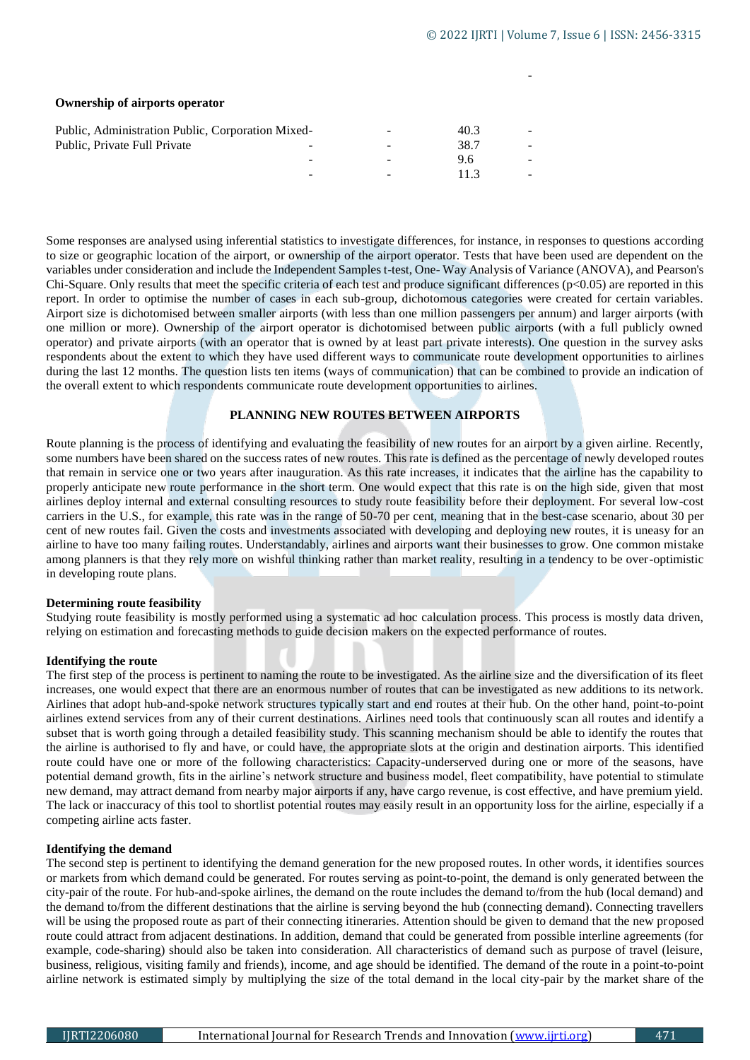**Ownership of airports operator**

| | | | | |
|---|---|---|---|---|
| Public, Administration Public, Corporation Mixed- | | - | 40.3 | - |
| Public, Private Full Private | - | - | 38.7 | - |
| | - | - | 9.6 | - |
| | - | - | 11.3 | - |

Some responses are analysed using inferential statistics to investigate differences, for instance, in responses to questions according to size or geographic location of the airport, or ownership of the airport operator. Tests that have been used are dependent on the variables under consideration and include the Independent Samples t-test, One- Way Analysis of Variance (ANOVA), and Pearson's Chi-Square. Only results that meet the specific criteria of each test and produce significant differences ($p<0.05$) are reported in this report. In order to optimise the number of cases in each sub-group, dichotomous categories were created for certain variables. Airport size is dichotomised between smaller airports (with less than one million passengers per annum) and larger airports (with one million or more). Ownership of the airport operator is dichotomised between public airports (with a full publicly owned operator) and private airports (with an operator that is owned by at least part private interests). One question in the survey asks respondents about the extent to which they have used different ways to communicate route development opportunities to airlines during the last 12 months. The question lists ten items (ways of communication) that can be combined to provide an indication of the overall extent to which respondents communicate route development opportunities to airlines.

## PLANNING NEW ROUTES BETWEEN AIRPORTS

Route planning is the process of identifying and evaluating the feasibility of new routes for an airport by a given airline. Recently, some numbers have been shared on the success rates of new routes. This rate is defined as the percentage of newly developed routes that remain in service one or two years after inauguration. As this rate increases, it indicates that the airline has the capability to properly anticipate new route performance in the short term. One would expect that this rate is on the high side, given that most airlines deploy internal and external consulting resources to study route feasibility before their deployment. For several low-cost carriers in the U.S., for example, this rate was in the range of 50-70 per cent, meaning that in the best-case scenario, about 30 per cent of new routes fail. Given the costs and investments associated with developing and deploying new routes, it is uneasy for an airline to have too many failing routes. Understandably, airlines and airports want their businesses to grow. One common mistake among planners is that they rely more on wishful thinking rather than market reality, resulting in a tendency to be over-optimistic in developing route plans.

### Determining route feasibility

Studying route feasibility is mostly performed using a systematic ad hoc calculation process. This process is mostly data driven, relying on estimation and forecasting methods to guide decision makers on the expected performance of routes.

### Identifying the route

The first step of the process is pertinent to naming the route to be investigated. As the airline size and the diversification of its fleet increases, one would expect that there are an enormous number of routes that can be investigated as new additions to its network. Airlines that adopt hub-and-spoke network structures typically start and end routes at their hub. On the other hand, point-to-point airlines extend services from any of their current destinations. Airlines need tools that continuously scan all routes and identify a subset that is worth going through a detailed feasibility study. This scanning mechanism should be able to identify the routes that the airline is authorised to fly and have, or could have, the appropriate slots at the origin and destination airports. This identified route could have one or more of the following characteristics: Capacity-underserved during one or more of the seasons, have potential demand growth, fits in the airline's network structure and business model, fleet compatibility, have potential to stimulate new demand, may attract demand from nearby major airports if any, have cargo revenue, is cost effective, and have premium yield. The lack or inaccuracy of this tool to shortlist potential routes may easily result in an opportunity loss for the airline, especially if a competing airline acts faster.

### Identifying the demand

The second step is pertinent to identifying the demand generation for the new proposed routes. In other words, it identifies sources or markets from which demand could be generated. For routes serving as point-to-point, the demand is only generated between the city-pair of the route. For hub-and-spoke airlines, the demand on the route includes the demand to/from the hub (local demand) and the demand to/from the different destinations that the airline is serving beyond the hub (connecting demand). Connecting travellers will be using the proposed route as part of their connecting itineraries. Attention should be given to demand that the new proposed route could attract from adjacent destinations. In addition, demand that could be generated from possible interline agreements (for example, code-sharing) should also be taken into consideration. All characteristics of demand such as purpose of travel (leisure, business, religious, visiting family and friends), income, and age should be identified. The demand of the route in a point-to-point airline network is estimated simply by multiplying the size of the total demand in the local city-pair by the market share of the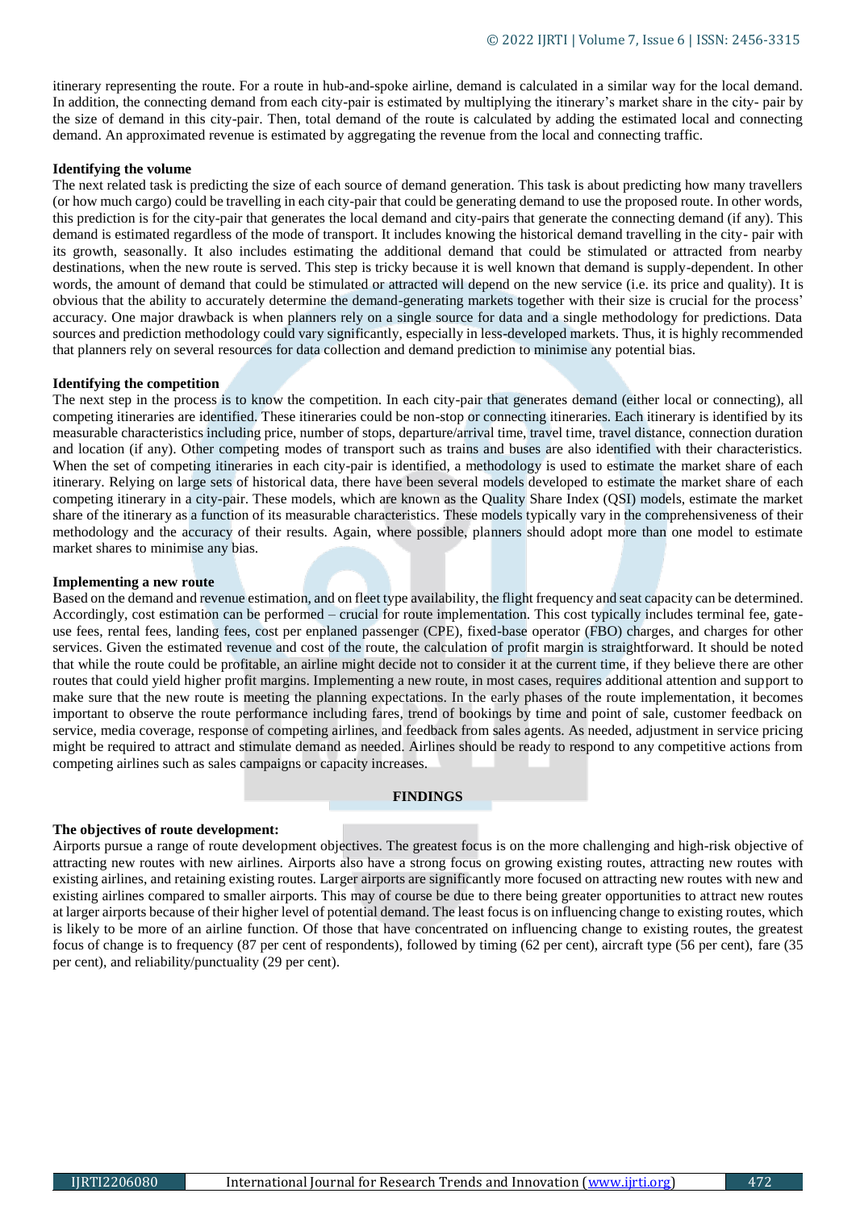itinerary representing the route. For a route in hub-and-spoke airline, demand is calculated in a similar way for the local demand. In addition, the connecting demand from each city-pair is estimated by multiplying the itinerary's market share in the city- pair by the size of demand in this city-pair. Then, total demand of the route is calculated by adding the estimated local and connecting demand. An approximated revenue is estimated by aggregating the revenue from the local and connecting traffic.

**Identifying the volume**

The next related task is predicting the size of each source of demand generation. This task is about predicting how many travellers (or how much cargo) could be travelling in each city-pair that could be generating demand to use the proposed route. In other words, this prediction is for the city-pair that generates the local demand and city-pairs that generate the connecting demand (if any). This demand is estimated regardless of the mode of transport. It includes knowing the historical demand travelling in the city- pair with its growth, seasonally. It also includes estimating the additional demand that could be stimulated or attracted from nearby destinations, when the new route is served. This step is tricky because it is well known that demand is supply-dependent. In other words, the amount of demand that could be stimulated or attracted will depend on the new service (i.e. its price and quality). It is obvious that the ability to accurately determine the demand-generating markets together with their size is crucial for the process' accuracy. One major drawback is when planners rely on a single source for data and a single methodology for predictions. Data sources and prediction methodology could vary significantly, especially in less-developed markets. Thus, it is highly recommended that planners rely on several resources for data collection and demand prediction to minimise any potential bias.

**Identifying the competition**

The next step in the process is to know the competition. In each city-pair that generates demand (either local or connecting), all competing itineraries are identified. These itineraries could be non-stop or connecting itineraries. Each itinerary is identified by its measurable characteristics including price, number of stops, departure/arrival time, travel time, travel distance, connection duration and location (if any). Other competing modes of transport such as trains and buses are also identified with their characteristics. When the set of competing itineraries in each city-pair is identified, a methodology is used to estimate the market share of each itinerary. Relying on large sets of historical data, there have been several models developed to estimate the market share of each competing itinerary in a city-pair. These models, which are known as the Quality Share Index (QSI) models, estimate the market share of the itinerary as a function of its measurable characteristics. These models typically vary in the comprehensiveness of their methodology and the accuracy of their results. Again, where possible, planners should adopt more than one model to estimate market shares to minimise any bias.

**Implementing a new route**

Based on the demand and revenue estimation, and on fleet type availability, the flight frequency and seat capacity can be determined. Accordingly, cost estimation can be performed – crucial for route implementation. This cost typically includes terminal fee, gate-use fees, rental fees, landing fees, cost per enplaned passenger (CPE), fixed-base operator (FBO) charges, and charges for other services. Given the estimated revenue and cost of the route, the calculation of profit margin is straightforward. It should be noted that while the route could be profitable, an airline might decide not to consider it at the current time, if they believe there are other routes that could yield higher profit margins. Implementing a new route, in most cases, requires additional attention and support to make sure that the new route is meeting the planning expectations. In the early phases of the route implementation, it becomes important to observe the route performance including fares, trend of bookings by time and point of sale, customer feedback on service, media coverage, response of competing airlines, and feedback from sales agents. As needed, adjustment in service pricing might be required to attract and stimulate demand as needed. Airlines should be ready to respond to any competitive actions from competing airlines such as sales campaigns or capacity increases.

## FINDINGS

**The objectives of route development:**

Airports pursue a range of route development objectives. The greatest focus is on the more challenging and high-risk objective of attracting new routes with new airlines. Airports also have a strong focus on growing existing routes, attracting new routes with existing airlines, and retaining existing routes. Larger airports are significantly more focused on attracting new routes with new and existing airlines compared to smaller airports. This may of course be due to there being greater opportunities to attract new routes at larger airports because of their higher level of potential demand. The least focus is on influencing change to existing routes, which is likely to be more of an airline function. Of those that have concentrated on influencing change to existing routes, the greatest focus of change is to frequency (87 per cent of respondents), followed by timing (62 per cent), aircraft type (56 per cent), fare (35 per cent), and reliability/punctuality (29 per cent).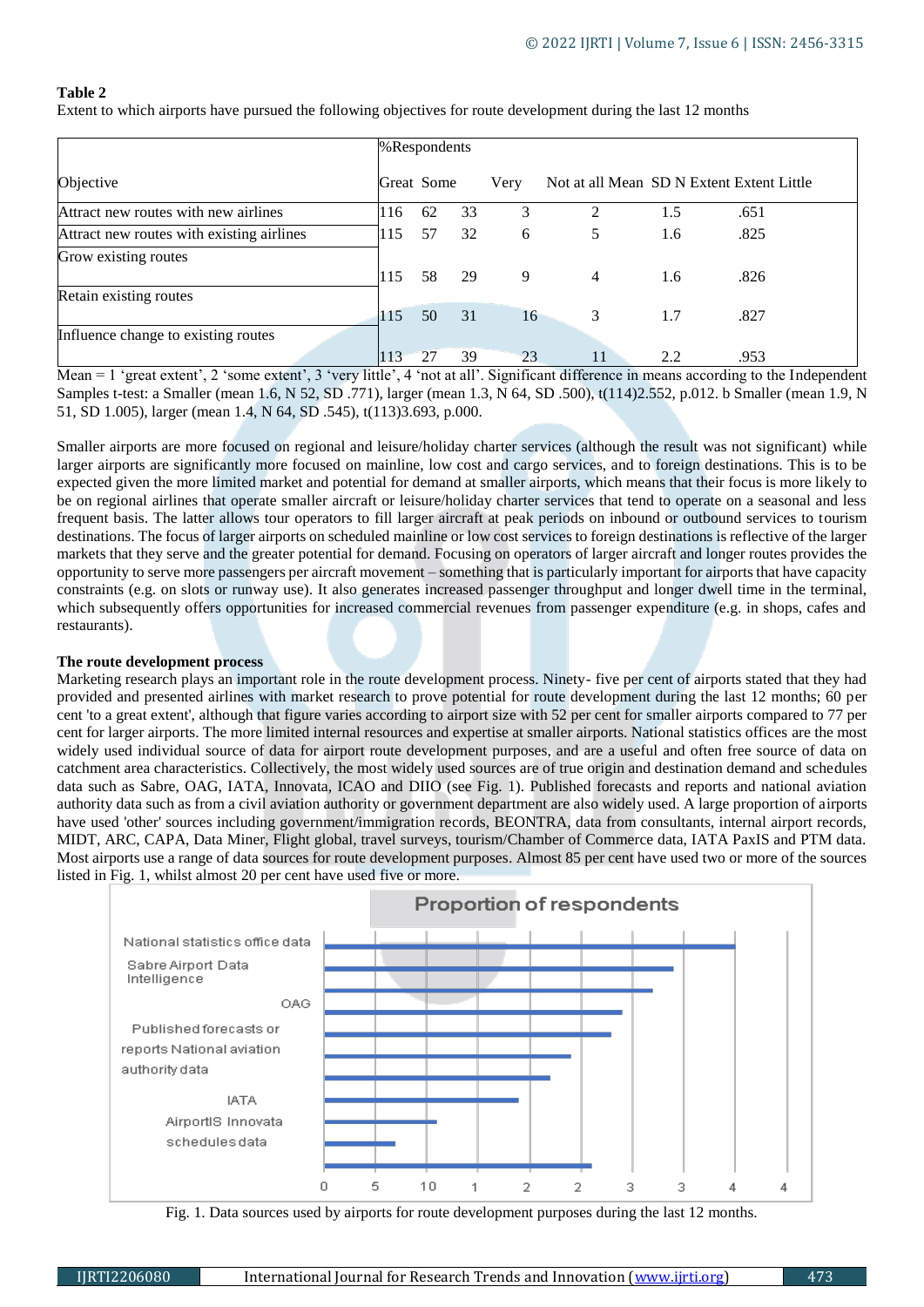**Table 2**

Extent to which airports have pursued the following objectives for route development during the last 12 months

| Objective | %Respondents | | | | | | |
|---|---|---|---|---|---|---|---|
| | Great | Some | Very | Not at all | Mean | SD N Extent Extent Little | |
| Attract new routes with new airlines | 116 | 62 | 33 | 3 | 2 | 1.5 | .651 |
| Attract new routes with existing airlines | 115 | 57 | 32 | 6 | 5 | 1.6 | .825 |
| Grow existing routes | 115 | 58 | 29 | 9 | 4 | 1.6 | .826 |
| Retain existing routes | 115 | 50 | 31 | 16 | 3 | 1.7 | .827 |
| Influence change to existing routes | 113 | 27 | 39 | 23 | 11 | 2.2 | .953 |

Mean = 1 'great extent', 2 'some extent', 3 'very little', 4 'not at all'. Significant difference in means according to the Independent Samples t-test: a Smaller (mean 1.6, N 52, SD .771), larger (mean 1.3, N 64, SD .500), t(114)2.552, p.012. b Smaller (mean 1.9, N 51, SD 1.005), larger (mean 1.4, N 64, SD .545), t(113)3.693, p.000.

Smaller airports are more focused on regional and leisure/holiday charter services (although the result was not significant) while larger airports are significantly more focused on mainline, low cost and cargo services, and to foreign destinations. This is to be expected given the more limited market and potential for demand at smaller airports, which means that their focus is more likely to be on regional airlines that operate smaller aircraft or leisure/holiday charter services that tend to operate on a seasonal and less frequent basis. The latter allows tour operators to fill larger aircraft at peak periods on inbound or outbound services to tourism destinations. The focus of larger airports on scheduled mainline or low cost services to foreign destinations is reflective of the larger markets that they serve and the greater potential for demand. Focusing on operators of larger aircraft and longer routes provides the opportunity to serve more passengers per aircraft movement – something that is particularly important for airports that have capacity constraints (e.g. on slots or runway use). It also generates increased passenger throughput and longer dwell time in the terminal, which subsequently offers opportunities for increased commercial revenues from passenger expenditure (e.g. in shops, cafes and restaurants).

**The route development process**

Marketing research plays an important role in the route development process. Ninety- five per cent of airports stated that they had provided and presented airlines with market research to prove potential for route development during the last 12 months; 60 per cent 'to a great extent', although that figure varies according to airport size with 52 per cent for smaller airports compared to 77 per cent for larger airports. The more limited internal resources and expertise at smaller airports. National statistics offices are the most widely used individual source of data for airport route development purposes, and are a useful and often free source of data on catchment area characteristics. Collectively, the most widely used sources are of true origin and destination demand and schedules data such as Sabre, OAG, IATA, Innovata, ICAO and DIIO (see Fig. 1). Published forecasts and reports and national aviation authority data such as from a civil aviation authority or government department are also widely used. A large proportion of airports have used 'other' sources including government/immigration records, BEONTRA, data from consultants, internal airport records, MIDT, ARC, CAPA, Data Miner, Flight global, travel surveys, tourism/Chamber of Commerce data, IATA PaxIS and PTM data. Most airports use a range of data sources for route development purposes. Almost 85 per cent have used two or more of the sources listed in Fig. 1, whilst almost 20 per cent have used five or more.

Proportion of respondents

| Data source | |
|---|---|
| National statistics office data | |
| Sabre Airport Data Intelligence | |
| OAG | |
| Published forecasts or reports National aviation authority data | |
| IATA | |
| AirportIS Innovata schedules data | |

Axis: 0 5 10 1 2 2 3 3 4 4

Fig. 1. Data sources used by airports for route development purposes during the last 12 months.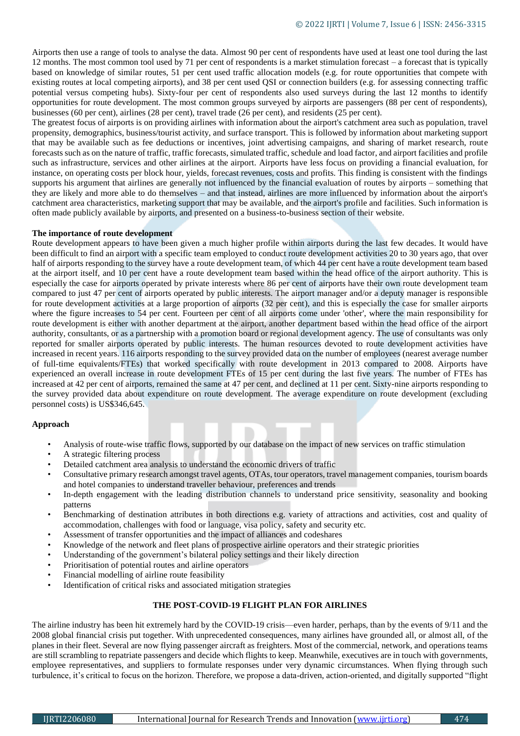Airports then use a range of tools to analyse the data. Almost 90 per cent of respondents have used at least one tool during the last 12 months. The most common tool used by 71 per cent of respondents is a market stimulation forecast – a forecast that is typically based on knowledge of similar routes, 51 per cent used traffic allocation models (e.g. for route opportunities that compete with existing routes at local competing airports), and 38 per cent used QSI or connection builders (e.g. for assessing connecting traffic potential versus competing hubs). Sixty-four per cent of respondents also used surveys during the last 12 months to identify opportunities for route development. The most common groups surveyed by airports are passengers (88 per cent of respondents), businesses (60 per cent), airlines (28 per cent), travel trade (26 per cent), and residents (25 per cent).

The greatest focus of airports is on providing airlines with information about the airport's catchment area such as population, travel propensity, demographics, business/tourist activity, and surface transport. This is followed by information about marketing support that may be available such as fee deductions or incentives, joint advertising campaigns, and sharing of market research, route forecasts such as on the nature of traffic, traffic forecasts, simulated traffic, schedule and load factor, and airport facilities and profile such as infrastructure, services and other airlines at the airport. Airports have less focus on providing a financial evaluation, for instance, on operating costs per block hour, yields, forecast revenues, costs and profits. This finding is consistent with the findings supports his argument that airlines are generally not influenced by the financial evaluation of routes by airports – something that they are likely and more able to do themselves – and that instead, airlines are more influenced by information about the airport's catchment area characteristics, marketing support that may be available, and the airport's profile and facilities. Such information is often made publicly available by airports, and presented on a business-to-business section of their website.

**The importance of route development**

Route development appears to have been given a much higher profile within airports during the last few decades. It would have been difficult to find an airport with a specific team employed to conduct route development activities 20 to 30 years ago, that over half of airports responding to the survey have a route development team, of which 44 per cent have a route development team based at the airport itself, and 10 per cent have a route development team based within the head office of the airport authority. This is especially the case for airports operated by private interests where 86 per cent of airports have their own route development team compared to just 47 per cent of airports operated by public interests. The airport manager and/or a deputy manager is responsible for route development activities at a large proportion of airports (32 per cent), and this is especially the case for smaller airports where the figure increases to 54 per cent. Fourteen per cent of all airports come under 'other', where the main responsibility for route development is either with another department at the airport, another department based within the head office of the airport authority, consultants, or as a partnership with a promotion board or regional development agency. The use of consultants was only reported for smaller airports operated by public interests. The human resources devoted to route development activities have increased in recent years. 116 airports responding to the survey provided data on the number of employees (nearest average number of full-time equivalents/FTEs) that worked specifically with route development in 2013 compared to 2008. Airports have experienced an overall increase in route development FTEs of 15 per cent during the last five years. The number of FTEs has increased at 42 per cent of airports, remained the same at 47 per cent, and declined at 11 per cent. Sixty-nine airports responding to the survey provided data about expenditure on route development. The average expenditure on route development (excluding personnel costs) is US$346,645.

**Approach**

- Analysis of route-wise traffic flows, supported by our database on the impact of new services on traffic stimulation
- A strategic filtering process
- Detailed catchment area analysis to understand the economic drivers of traffic
- Consultative primary research amongst travel agents, OTAs, tour operators, travel management companies, tourism boards and hotel companies to understand traveller behaviour, preferences and trends
- In-depth engagement with the leading distribution channels to understand price sensitivity, seasonality and booking patterns
- Benchmarking of destination attributes in both directions e.g. variety of attractions and activities, cost and quality of accommodation, challenges with food or language, visa policy, safety and security etc.
- Assessment of transfer opportunities and the impact of alliances and codeshares
- Knowledge of the network and fleet plans of prospective airline operators and their strategic priorities
- Understanding of the government's bilateral policy settings and their likely direction
- Prioritisation of potential routes and airline operators
- Financial modelling of airline route feasibility
- Identification of critical risks and associated mitigation strategies

## THE POST-COVID-19 FLIGHT PLAN FOR AIRLINES

The airline industry has been hit extremely hard by the COVID-19 crisis—even harder, perhaps, than by the events of 9/11 and the 2008 global financial crisis put together. With unprecedented consequences, many airlines have grounded all, or almost all, of the planes in their fleet. Several are now flying passenger aircraft as freighters. Most of the commercial, network, and operations teams are still scrambling to repatriate passengers and decide which flights to keep. Meanwhile, executives are in touch with governments, employee representatives, and suppliers to formulate responses under very dynamic circumstances. When flying through such turbulence, it's critical to focus on the horizon. Therefore, we propose a data-driven, action-oriented, and digitally supported "flight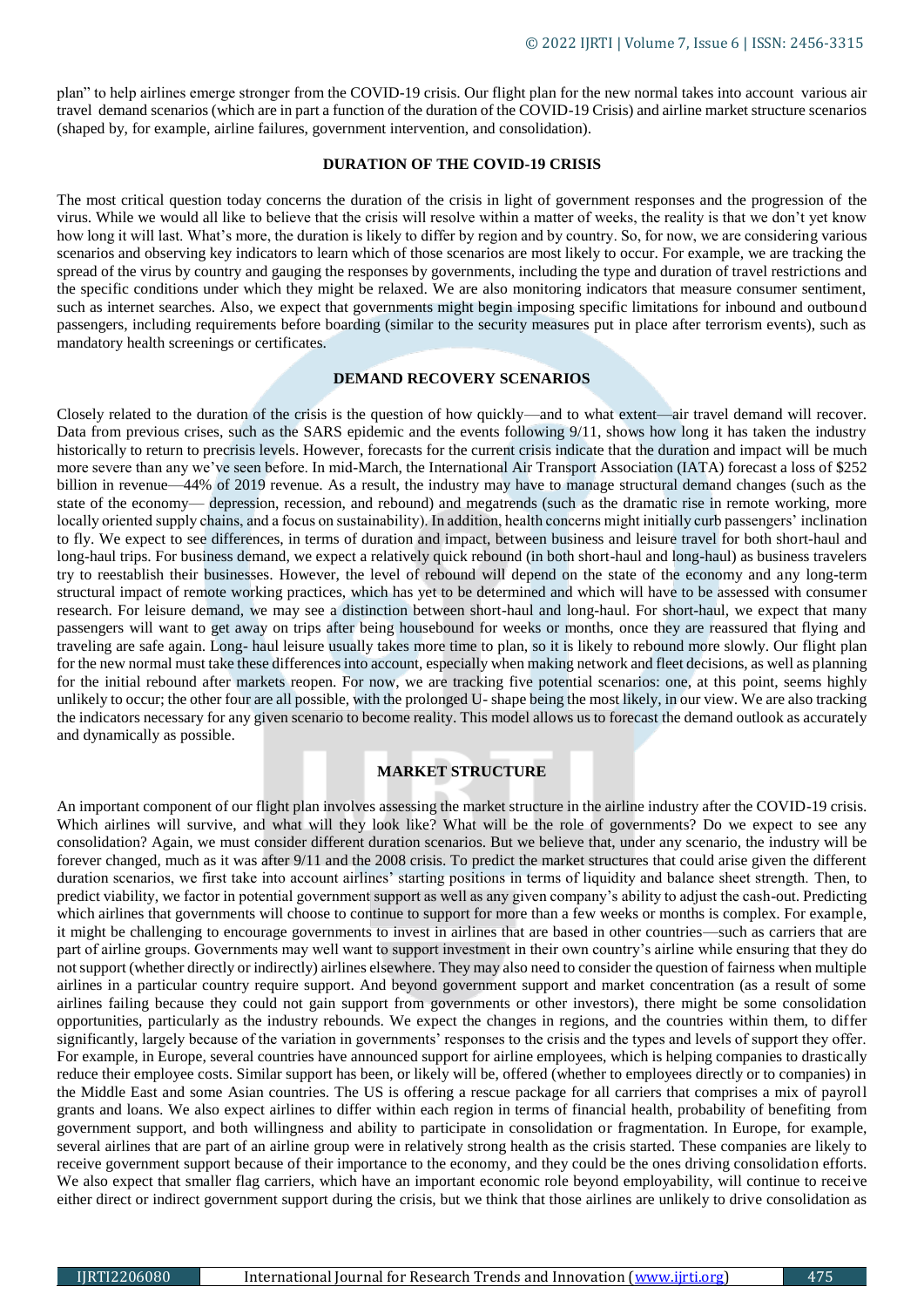plan" to help airlines emerge stronger from the COVID-19 crisis. Our flight plan for the new normal takes into account various air travel demand scenarios (which are in part a function of the duration of the COVID-19 Crisis) and airline market structure scenarios (shaped by, for example, airline failures, government intervention, and consolidation).

## DURATION OF THE COVID-19 CRISIS

The most critical question today concerns the duration of the crisis in light of government responses and the progression of the virus. While we would all like to believe that the crisis will resolve within a matter of weeks, the reality is that we don't yet know how long it will last. What's more, the duration is likely to differ by region and by country. So, for now, we are considering various scenarios and observing key indicators to learn which of those scenarios are most likely to occur. For example, we are tracking the spread of the virus by country and gauging the responses by governments, including the type and duration of travel restrictions and the specific conditions under which they might be relaxed. We are also monitoring indicators that measure consumer sentiment, such as internet searches. Also, we expect that governments might begin imposing specific limitations for inbound and outbound passengers, including requirements before boarding (similar to the security measures put in place after terrorism events), such as mandatory health screenings or certificates.

## DEMAND RECOVERY SCENARIOS

Closely related to the duration of the crisis is the question of how quickly—and to what extent—air travel demand will recover. Data from previous crises, such as the SARS epidemic and the events following 9/11, shows how long it has taken the industry historically to return to precrisis levels. However, forecasts for the current crisis indicate that the duration and impact will be much more severe than any we've seen before. In mid-March, the International Air Transport Association (IATA) forecast a loss of $252 billion in revenue—44% of 2019 revenue. As a result, the industry may have to manage structural demand changes (such as the state of the economy— depression, recession, and rebound) and megatrends (such as the dramatic rise in remote working, more locally oriented supply chains, and a focus on sustainability). In addition, health concerns might initially curb passengers' inclination to fly. We expect to see differences, in terms of duration and impact, between business and leisure travel for both short-haul and long-haul trips. For business demand, we expect a relatively quick rebound (in both short-haul and long-haul) as business travelers try to reestablish their businesses. However, the level of rebound will depend on the state of the economy and any long-term structural impact of remote working practices, which has yet to be determined and which will have to be assessed with consumer research. For leisure demand, we may see a distinction between short-haul and long-haul. For short-haul, we expect that many passengers will want to get away on trips after being housebound for weeks or months, once they are reassured that flying and traveling are safe again. Long- haul leisure usually takes more time to plan, so it is likely to rebound more slowly. Our flight plan for the new normal must take these differences into account, especially when making network and fleet decisions, as well as planning for the initial rebound after markets reopen. For now, we are tracking five potential scenarios: one, at this point, seems highly unlikely to occur; the other four are all possible, with the prolonged U- shape being the most likely, in our view. We are also tracking the indicators necessary for any given scenario to become reality. This model allows us to forecast the demand outlook as accurately and dynamically as possible.

## MARKET STRUCTURE

An important component of our flight plan involves assessing the market structure in the airline industry after the COVID-19 crisis. Which airlines will survive, and what will they look like? What will be the role of governments? Do we expect to see any consolidation? Again, we must consider different duration scenarios. But we believe that, under any scenario, the industry will be forever changed, much as it was after 9/11 and the 2008 crisis. To predict the market structures that could arise given the different duration scenarios, we first take into account airlines' starting positions in terms of liquidity and balance sheet strength. Then, to predict viability, we factor in potential government support as well as any given company's ability to adjust the cash-out. Predicting which airlines that governments will choose to continue to support for more than a few weeks or months is complex. For example, it might be challenging to encourage governments to invest in airlines that are based in other countries—such as carriers that are part of airline groups. Governments may well want to support investment in their own country's airline while ensuring that they do not support (whether directly or indirectly) airlines elsewhere. They may also need to consider the question of fairness when multiple airlines in a particular country require support. And beyond government support and market concentration (as a result of some airlines failing because they could not gain support from governments or other investors), there might be some consolidation opportunities, particularly as the industry rebounds. We expect the changes in regions, and the countries within them, to differ significantly, largely because of the variation in governments' responses to the crisis and the types and levels of support they offer. For example, in Europe, several countries have announced support for airline employees, which is helping companies to drastically reduce their employee costs. Similar support has been, or likely will be, offered (whether to employees directly or to companies) in the Middle East and some Asian countries. The US is offering a rescue package for all carriers that comprises a mix of payroll grants and loans. We also expect airlines to differ within each region in terms of financial health, probability of benefiting from government support, and both willingness and ability to participate in consolidation or fragmentation. In Europe, for example, several airlines that are part of an airline group were in relatively strong health as the crisis started. These companies are likely to receive government support because of their importance to the economy, and they could be the ones driving consolidation efforts. We also expect that smaller flag carriers, which have an important economic role beyond employability, will continue to receive either direct or indirect government support during the crisis, but we think that those airlines are unlikely to drive consolidation as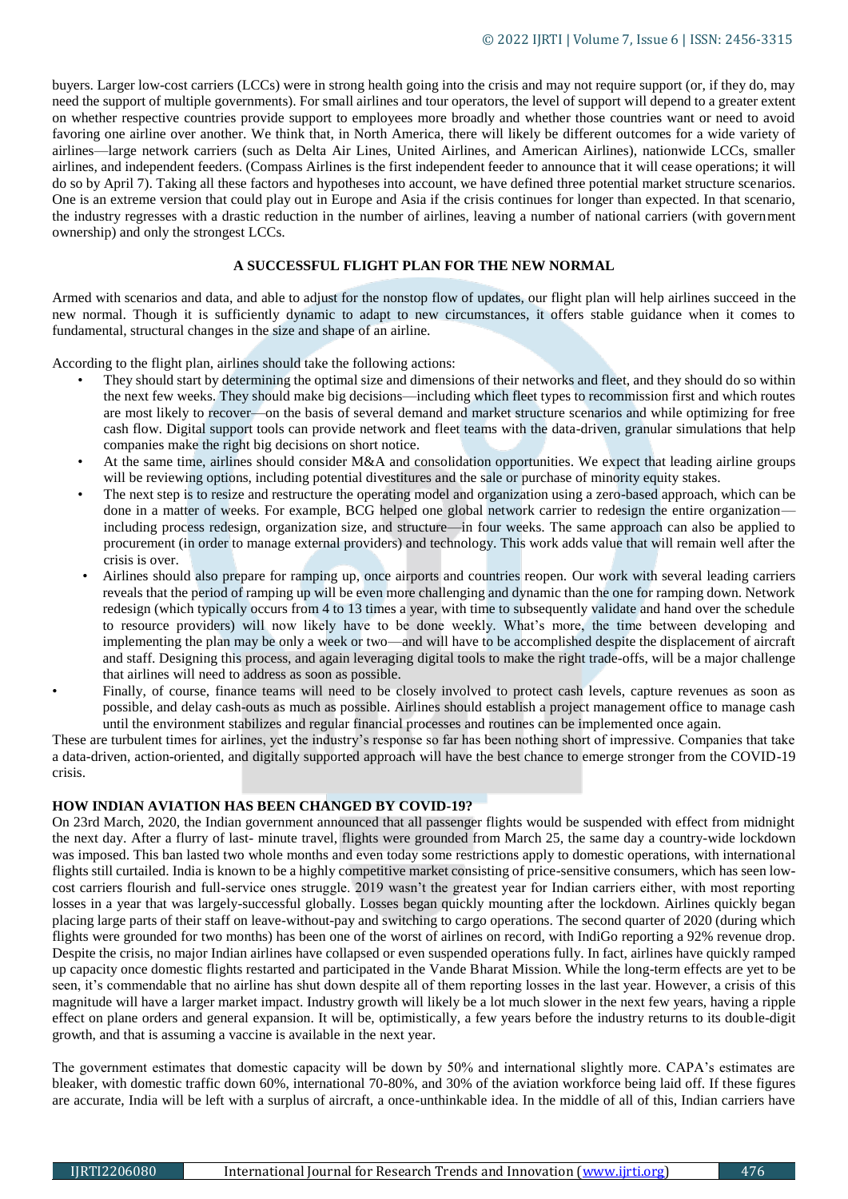buyers. Larger low-cost carriers (LCCs) were in strong health going into the crisis and may not require support (or, if they do, may need the support of multiple governments). For small airlines and tour operators, the level of support will depend to a greater extent on whether respective countries provide support to employees more broadly and whether those countries want or need to avoid favoring one airline over another. We think that, in North America, there will likely be different outcomes for a wide variety of airlines—large network carriers (such as Delta Air Lines, United Airlines, and American Airlines), nationwide LCCs, smaller airlines, and independent feeders. (Compass Airlines is the first independent feeder to announce that it will cease operations; it will do so by April 7). Taking all these factors and hypotheses into account, we have defined three potential market structure scenarios. One is an extreme version that could play out in Europe and Asia if the crisis continues for longer than expected. In that scenario, the industry regresses with a drastic reduction in the number of airlines, leaving a number of national carriers (with government ownership) and only the strongest LCCs.

## A SUCCESSFUL FLIGHT PLAN FOR THE NEW NORMAL

Armed with scenarios and data, and able to adjust for the nonstop flow of updates, our flight plan will help airlines succeed in the new normal. Though it is sufficiently dynamic to adapt to new circumstances, it offers stable guidance when it comes to fundamental, structural changes in the size and shape of an airline.

According to the flight plan, airlines should take the following actions:

- They should start by determining the optimal size and dimensions of their networks and fleet, and they should do so within the next few weeks. They should make big decisions—including which fleet types to recommission first and which routes are most likely to recover—on the basis of several demand and market structure scenarios and while optimizing for free cash flow. Digital support tools can provide network and fleet teams with the data-driven, granular simulations that help companies make the right big decisions on short notice.
- At the same time, airlines should consider M&A and consolidation opportunities. We expect that leading airline groups will be reviewing options, including potential divestitures and the sale or purchase of minority equity stakes.
- The next step is to resize and restructure the operating model and organization using a zero-based approach, which can be done in a matter of weeks. For example, BCG helped one global network carrier to redesign the entire organization—including process redesign, organization size, and structure—in four weeks. The same approach can also be applied to procurement (in order to manage external providers) and technology. This work adds value that will remain well after the crisis is over.
- Airlines should also prepare for ramping up, once airports and countries reopen. Our work with several leading carriers reveals that the period of ramping up will be even more challenging and dynamic than the one for ramping down. Network redesign (which typically occurs from 4 to 13 times a year, with time to subsequently validate and hand over the schedule to resource providers) will now likely have to be done weekly. What's more, the time between developing and implementing the plan may be only a week or two—and will have to be accomplished despite the displacement of aircraft and staff. Designing this process, and again leveraging digital tools to make the right trade-offs, will be a major challenge that airlines will need to address as soon as possible.
- Finally, of course, finance teams will need to be closely involved to protect cash levels, capture revenues as soon as possible, and delay cash-outs as much as possible. Airlines should establish a project management office to manage cash until the environment stabilizes and regular financial processes and routines can be implemented once again.

These are turbulent times for airlines, yet the industry's response so far has been nothing short of impressive. Companies that take a data-driven, action-oriented, and digitally supported approach will have the best chance to emerge stronger from the COVID-19 crisis.

## HOW INDIAN AVIATION HAS BEEN CHANGED BY COVID-19?

On 23rd March, 2020, the Indian government announced that all passenger flights would be suspended with effect from midnight the next day. After a flurry of last- minute travel, flights were grounded from March 25, the same day a country-wide lockdown was imposed. This ban lasted two whole months and even today some restrictions apply to domestic operations, with international flights still curtailed. India is known to be a highly competitive market consisting of price-sensitive consumers, which has seen low-cost carriers flourish and full-service ones struggle. 2019 wasn't the greatest year for Indian carriers either, with most reporting losses in a year that was largely-successful globally. Losses began quickly mounting after the lockdown. Airlines quickly began placing large parts of their staff on leave-without-pay and switching to cargo operations. The second quarter of 2020 (during which flights were grounded for two months) has been one of the worst of airlines on record, with IndiGo reporting a 92% revenue drop. Despite the crisis, no major Indian airlines have collapsed or even suspended operations fully. In fact, airlines have quickly ramped up capacity once domestic flights restarted and participated in the Vande Bharat Mission. While the long-term effects are yet to be seen, it's commendable that no airline has shut down despite all of them reporting losses in the last year. However, a crisis of this magnitude will have a larger market impact. Industry growth will likely be a lot much slower in the next few years, having a ripple effect on plane orders and general expansion. It will be, optimistically, a few years before the industry returns to its double-digit growth, and that is assuming a vaccine is available in the next year.

The government estimates that domestic capacity will be down by 50% and international slightly more. CAPA's estimates are bleaker, with domestic traffic down 60%, international 70-80%, and 30% of the aviation workforce being laid off. If these figures are accurate, India will be left with a surplus of aircraft, a once-unthinkable idea. In the middle of all of this, Indian carriers have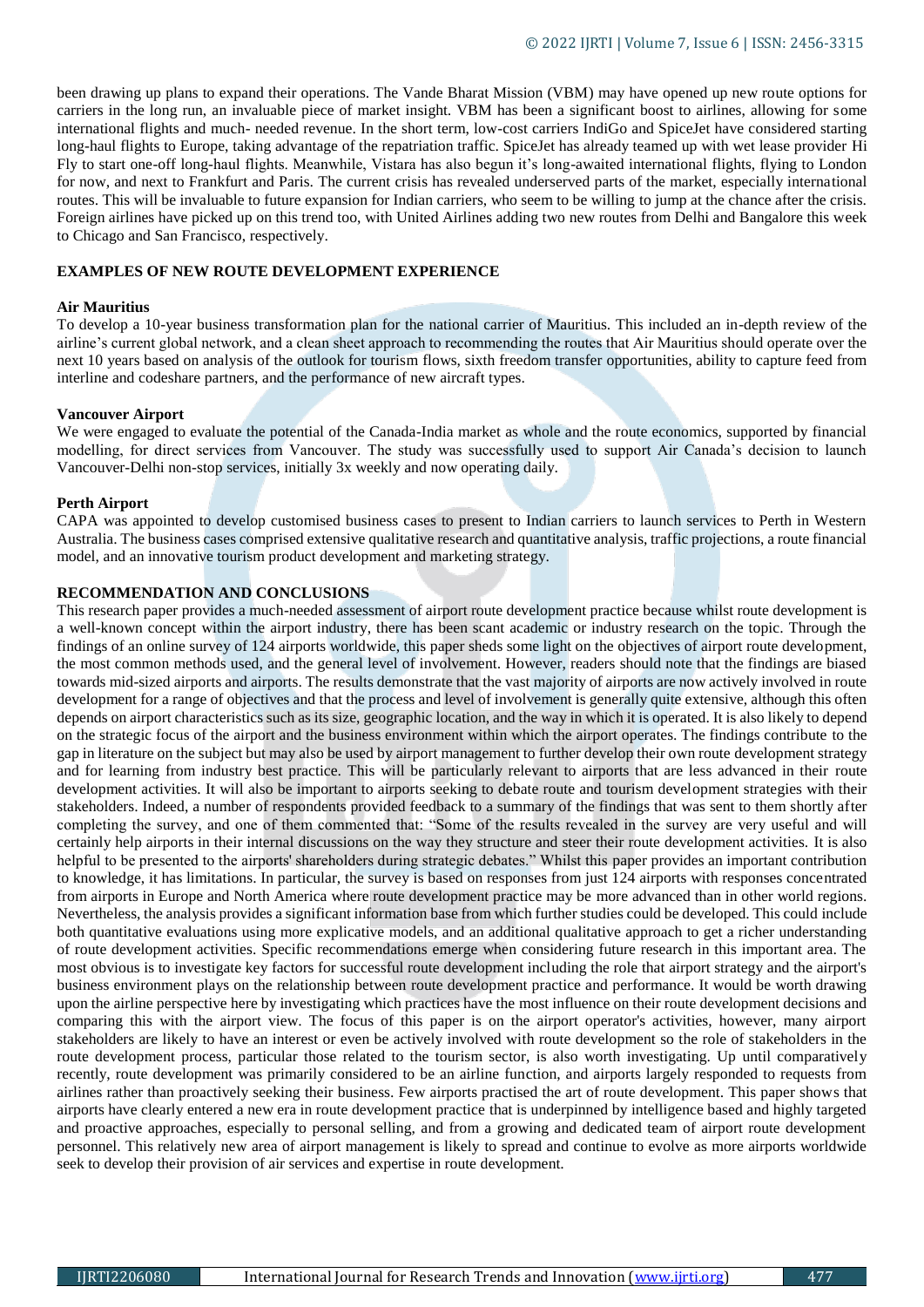been drawing up plans to expand their operations. The Vande Bharat Mission (VBM) may have opened up new route options for carriers in the long run, an invaluable piece of market insight. VBM has been a significant boost to airlines, allowing for some international flights and much- needed revenue. In the short term, low-cost carriers IndiGo and SpiceJet have considered starting long-haul flights to Europe, taking advantage of the repatriation traffic. SpiceJet has already teamed up with wet lease provider Hi Fly to start one-off long-haul flights. Meanwhile, Vistara has also begun it's long-awaited international flights, flying to London for now, and next to Frankfurt and Paris. The current crisis has revealed underserved parts of the market, especially international routes. This will be invaluable to future expansion for Indian carriers, who seem to be willing to jump at the chance after the crisis. Foreign airlines have picked up on this trend too, with United Airlines adding two new routes from Delhi and Bangalore this week to Chicago and San Francisco, respectively.

## EXAMPLES OF NEW ROUTE DEVELOPMENT EXPERIENCE

### Air Mauritius

To develop a 10-year business transformation plan for the national carrier of Mauritius. This included an in-depth review of the airline's current global network, and a clean sheet approach to recommending the routes that Air Mauritius should operate over the next 10 years based on analysis of the outlook for tourism flows, sixth freedom transfer opportunities, ability to capture feed from interline and codeshare partners, and the performance of new aircraft types.

### Vancouver Airport

We were engaged to evaluate the potential of the Canada-India market as whole and the route economics, supported by financial modelling, for direct services from Vancouver. The study was successfully used to support Air Canada's decision to launch Vancouver-Delhi non-stop services, initially 3x weekly and now operating daily.

### Perth Airport

CAPA was appointed to develop customised business cases to present to Indian carriers to launch services to Perth in Western Australia. The business cases comprised extensive qualitative research and quantitative analysis, traffic projections, a route financial model, and an innovative tourism product development and marketing strategy.

## RECOMMENDATION AND CONCLUSIONS

This research paper provides a much-needed assessment of airport route development practice because whilst route development is a well-known concept within the airport industry, there has been scant academic or industry research on the topic. Through the findings of an online survey of 124 airports worldwide, this paper sheds some light on the objectives of airport route development, the most common methods used, and the general level of involvement. However, readers should note that the findings are biased towards mid-sized airports and airports. The results demonstrate that the vast majority of airports are now actively involved in route development for a range of objectives and that the process and level of involvement is generally quite extensive, although this often depends on airport characteristics such as its size, geographic location, and the way in which it is operated. It is also likely to depend on the strategic focus of the airport and the business environment within which the airport operates. The findings contribute to the gap in literature on the subject but may also be used by airport management to further develop their own route development strategy and for learning from industry best practice. This will be particularly relevant to airports that are less advanced in their route development activities. It will also be important to airports seeking to debate route and tourism development strategies with their stakeholders. Indeed, a number of respondents provided feedback to a summary of the findings that was sent to them shortly after completing the survey, and one of them commented that: "Some of the results revealed in the survey are very useful and will certainly help airports in their internal discussions on the way they structure and steer their route development activities. It is also helpful to be presented to the airports' shareholders during strategic debates." Whilst this paper provides an important contribution to knowledge, it has limitations. In particular, the survey is based on responses from just 124 airports with responses concentrated from airports in Europe and North America where route development practice may be more advanced than in other world regions. Nevertheless, the analysis provides a significant information base from which further studies could be developed. This could include both quantitative evaluations using more explicative models, and an additional qualitative approach to get a richer understanding of route development activities. Specific recommendations emerge when considering future research in this important area. The most obvious is to investigate key factors for successful route development including the role that airport strategy and the airport's business environment plays on the relationship between route development practice and performance. It would be worth drawing upon the airline perspective here by investigating which practices have the most influence on their route development decisions and comparing this with the airport view. The focus of this paper is on the airport operator's activities, however, many airport stakeholders are likely to have an interest or even be actively involved with route development so the role of stakeholders in the route development process, particular those related to the tourism sector, is also worth investigating. Up until comparatively recently, route development was primarily considered to be an airline function, and airports largely responded to requests from airlines rather than proactively seeking their business. Few airports practised the art of route development. This paper shows that airports have clearly entered a new era in route development practice that is underpinned by intelligence based and highly targeted and proactive approaches, especially to personal selling, and from a growing and dedicated team of airport route development personnel. This relatively new area of airport management is likely to spread and continue to evolve as more airports worldwide seek to develop their provision of air services and expertise in route development.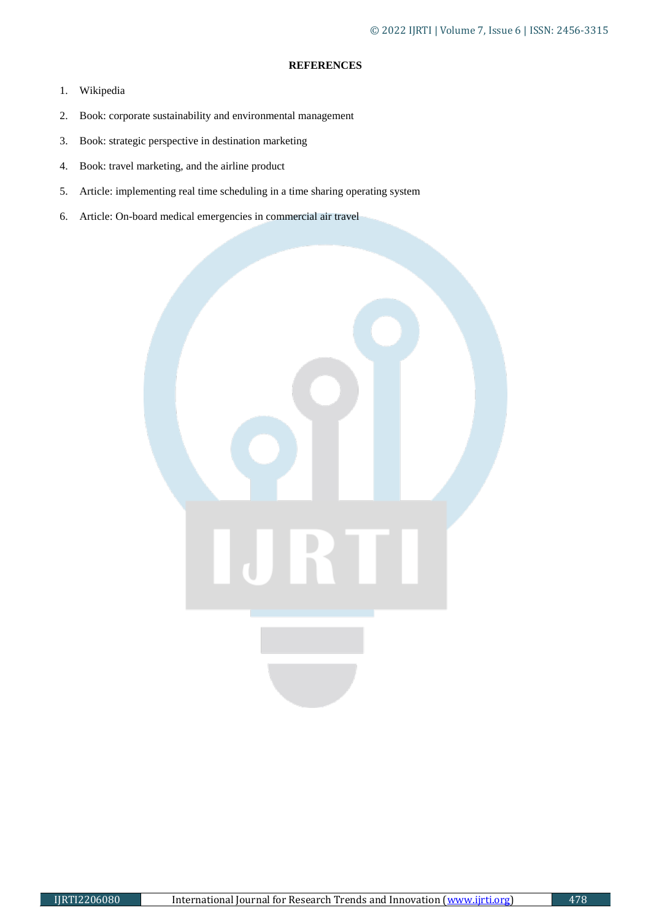## REFERENCES

1. Wikipedia
2. Book: corporate sustainability and environmental management
3. Book: strategic perspective in destination marketing
4. Book: travel marketing, and the airline product
5. Article: implementing real time scheduling in a time sharing operating system
6. Article: On-board medical emergencies in commercial air travel